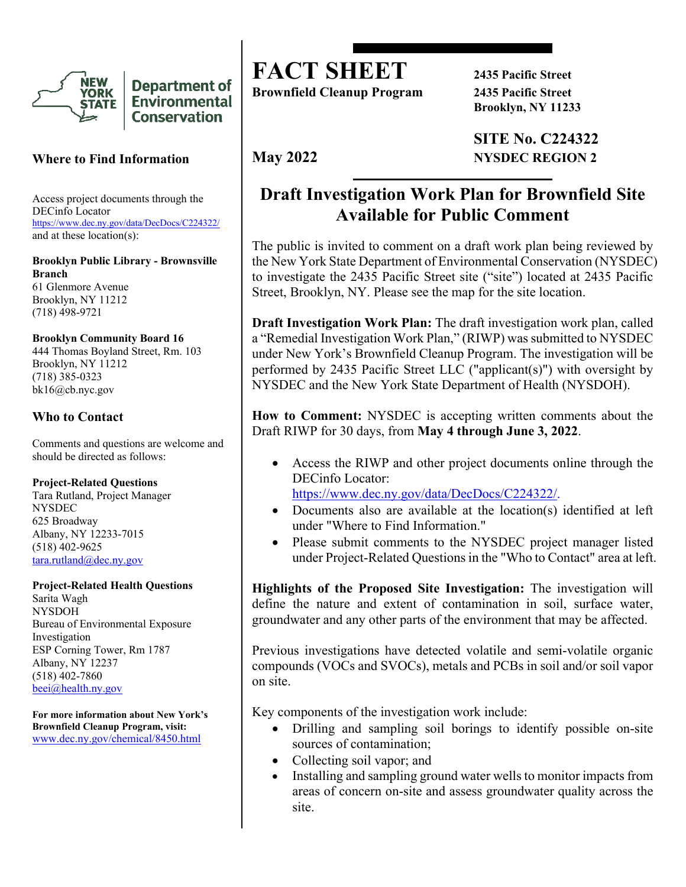# FACT SHEET

**Brownfield Cleanup Program**

**2435 Pacific Street**
**2435 Pacific Street**
**Brooklyn, NY 11233**

**May 2022**

**SITE No. C224322**
**NYSDEC REGION 2**

## Draft Investigation Work Plan for Brownfield Site Available for Public Comment

The public is invited to comment on a draft work plan being reviewed by the New York State Department of Environmental Conservation (NYSDEC) to investigate the 2435 Pacific Street site ("site") located at 2435 Pacific Street, Brooklyn, NY. Please see the map for the site location.

**Draft Investigation Work Plan:** The draft investigation work plan, called a "Remedial Investigation Work Plan," (RIWP) was submitted to NYSDEC under New York's Brownfield Cleanup Program. The investigation will be performed by 2435 Pacific Street LLC ("applicant(s)") with oversight by NYSDEC and the New York State Department of Health (NYSDOH).

**How to Comment:** NYSDEC is accepting written comments about the Draft RIWP for 30 days, from **May 4 through June 3, 2022**.

- Access the RIWP and other project documents online through the DECinfo Locator: https://www.dec.ny.gov/data/DecDocs/C224322/.
- Documents also are available at the location(s) identified at left under "Where to Find Information."
- Please submit comments to the NYSDEC project manager listed under Project-Related Questions in the "Who to Contact" area at left.

**Highlights of the Proposed Site Investigation:** The investigation will define the nature and extent of contamination in soil, surface water, groundwater and any other parts of the environment that may be affected.

Previous investigations have detected volatile and semi-volatile organic compounds (VOCs and SVOCs), metals and PCBs in soil and/or soil vapor on site.

Key components of the investigation work include:

- Drilling and sampling soil borings to identify possible on-site sources of contamination;
- Collecting soil vapor; and
- Installing and sampling ground water wells to monitor impacts from areas of concern on-site and assess groundwater quality across the site.

### Where to Find Information

Access project documents through the DECinfo Locator
https://www.dec.ny.gov/data/DecDocs/C224322/
and at these location(s):

**Brooklyn Public Library - Brownsville Branch**
61 Glenmore Avenue
Brooklyn, NY 11212
(718) 498-9721

**Brooklyn Community Board 16**
444 Thomas Boyland Street, Rm. 103
Brooklyn, NY 11212
(718) 385-0323
bk16@cb.nyc.gov

### Who to Contact

Comments and questions are welcome and should be directed as follows:

**Project-Related Questions**
Tara Rutland, Project Manager
NYSDEC
625 Broadway
Albany, NY 12233-7015
(518) 402-9625
tara.rutland@dec.ny.gov

**Project-Related Health Questions**
Sarita Wagh
NYSDOH
Bureau of Environmental Exposure Investigation
ESP Corning Tower, Rm 1787
Albany, NY 12237
(518) 402-7860
beei@health.ny.gov

**For more information about New York's Brownfield Cleanup Program, visit:**
www.dec.ny.gov/chemical/8450.html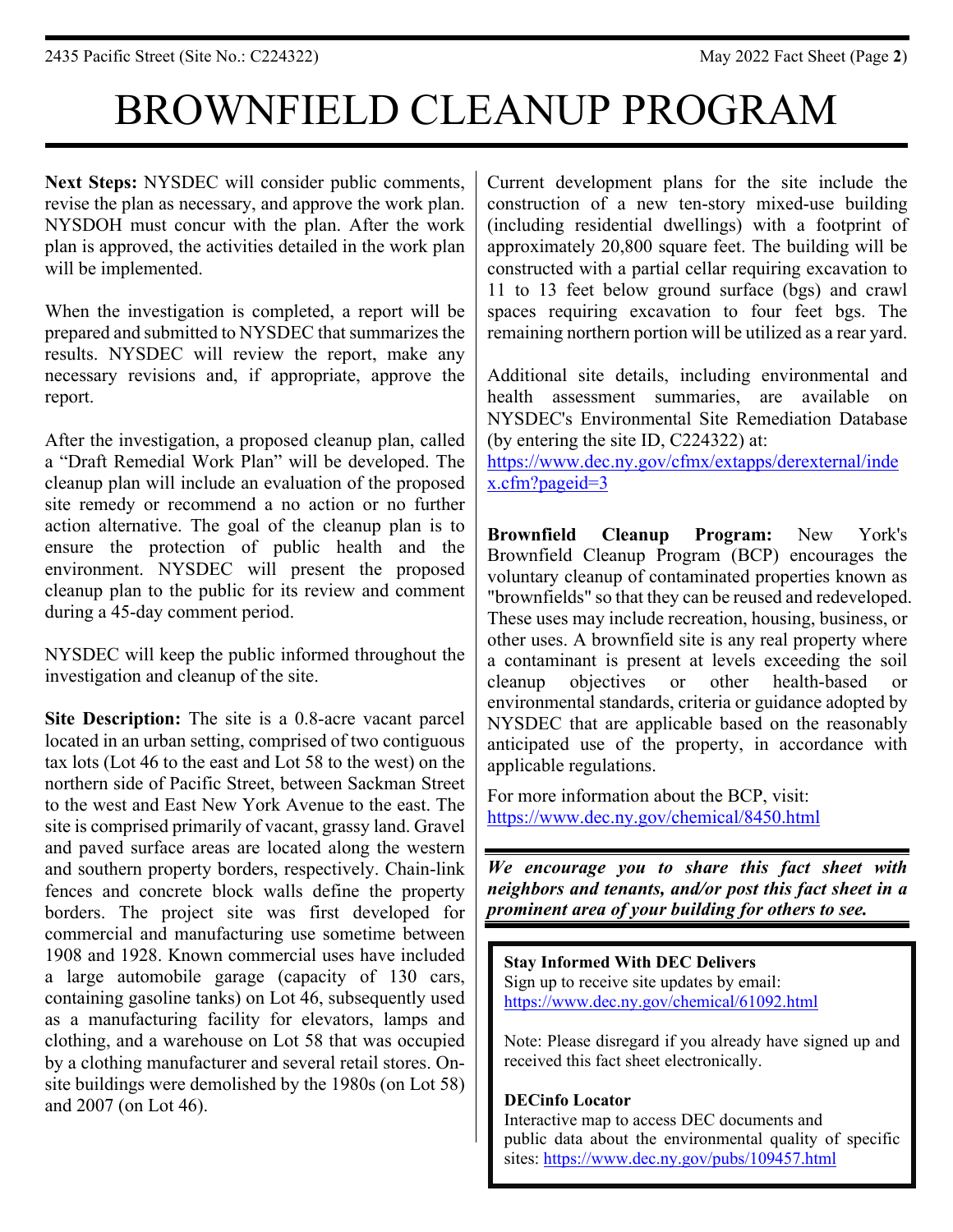# BROWNFIELD CLEANUP PROGRAM

**Next Steps:** NYSDEC will consider public comments, revise the plan as necessary, and approve the work plan. NYSDOH must concur with the plan. After the work plan is approved, the activities detailed in the work plan will be implemented.

When the investigation is completed, a report will be prepared and submitted to NYSDEC that summarizes the results. NYSDEC will review the report, make any necessary revisions and, if appropriate, approve the report.

After the investigation, a proposed cleanup plan, called a "Draft Remedial Work Plan" will be developed. The cleanup plan will include an evaluation of the proposed site remedy or recommend a no action or no further action alternative. The goal of the cleanup plan is to ensure the protection of public health and the environment. NYSDEC will present the proposed cleanup plan to the public for its review and comment during a 45-day comment period.

NYSDEC will keep the public informed throughout the investigation and cleanup of the site.

**Site Description:** The site is a 0.8-acre vacant parcel located in an urban setting, comprised of two contiguous tax lots (Lot 46 to the east and Lot 58 to the west) on the northern side of Pacific Street, between Sackman Street to the west and East New York Avenue to the east. The site is comprised primarily of vacant, grassy land. Gravel and paved surface areas are located along the western and southern property borders, respectively. Chain-link fences and concrete block walls define the property borders. The project site was first developed for commercial and manufacturing use sometime between 1908 and 1928. Known commercial uses have included a large automobile garage (capacity of 130 cars, containing gasoline tanks) on Lot 46, subsequently used as a manufacturing facility for elevators, lamps and clothing, and a warehouse on Lot 58 that was occupied by a clothing manufacturer and several retail stores. On-site buildings were demolished by the 1980s (on Lot 58) and 2007 (on Lot 46).

Current development plans for the site include the construction of a new ten-story mixed-use building (including residential dwellings) with a footprint of approximately 20,800 square feet. The building will be constructed with a partial cellar requiring excavation to 11 to 13 feet below ground surface (bgs) and crawl spaces requiring excavation to four feet bgs. The remaining northern portion will be utilized as a rear yard.

Additional site details, including environmental and health assessment summaries, are available on NYSDEC's Environmental Site Remediation Database (by entering the site ID, C224322) at: https://www.dec.ny.gov/cfmx/extapps/derexternal/index.cfm?pageid=3

**Brownfield Cleanup Program:** New York's Brownfield Cleanup Program (BCP) encourages the voluntary cleanup of contaminated properties known as "brownfields" so that they can be reused and redeveloped. These uses may include recreation, housing, business, or other uses. A brownfield site is any real property where a contaminant is present at levels exceeding the soil cleanup objectives or other health-based or environmental standards, criteria or guidance adopted by NYSDEC that are applicable based on the reasonably anticipated use of the property, in accordance with applicable regulations.

For more information about the BCP, visit: https://www.dec.ny.gov/chemical/8450.html

***We encourage you to share this fact sheet with neighbors and tenants, and/or post this fact sheet in a prominent area of your building for others to see.***

**Stay Informed With DEC Delivers**
Sign up to receive site updates by email: https://www.dec.ny.gov/chemical/61092.html

Note: Please disregard if you already have signed up and received this fact sheet electronically.

**DECinfo Locator**
Interactive map to access DEC documents and public data about the environmental quality of specific sites: https://www.dec.ny.gov/pubs/109457.html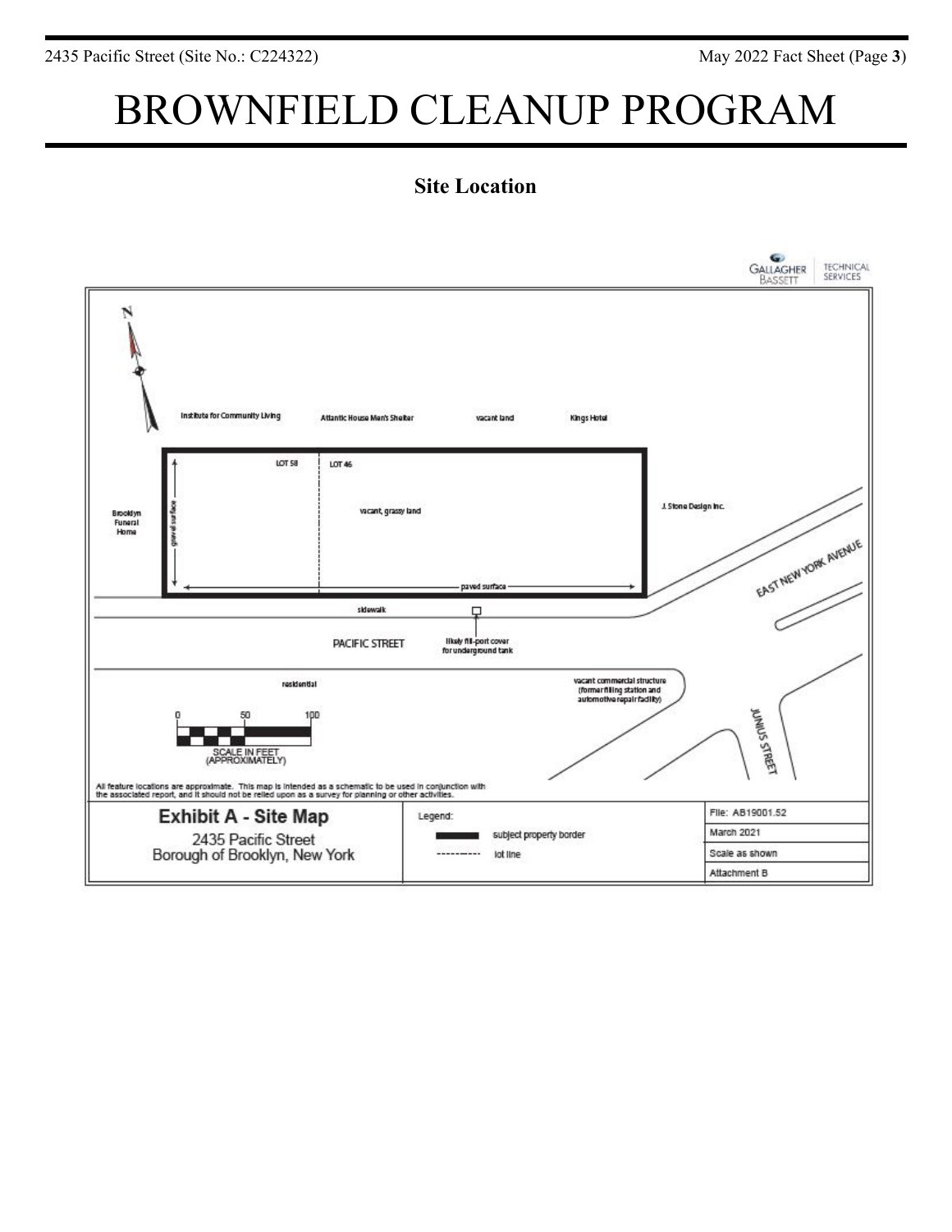# BROWNFIELD CLEANUP PROGRAM

## Site Location

GALLAGHER BASSETT | TECHNICAL SERVICES

N

Institute for Community Living

Atlantic House Men's Shelter

vacant land

Kings Hotel

LOT 58

LOT 46

Brooklyn Funeral Home

gravel surface

vacant, grassy land

J. Stone Design Inc.

EAST NEW YORK AVENUE

paved surface

sidewalk

PACIFIC STREET

likely fill-port cover for underground tank

residential

vacant commercial structure (former filling station and automotive repair facility)

JUNIUS STREET

0 50 100

SCALE IN FEET (APPROXIMATELY)

All feature locations are approximate. This map is intended as a schematic to be used in conjunction with the associated report, and it should not be relied upon as a survey for planning or other activities.

**Exhibit A - Site Map**

2435 Pacific Street
Borough of Brooklyn, New York

Legend:

- subject property border
- lot line

File: AB19001.52

March 2021

Scale as shown

Attachment B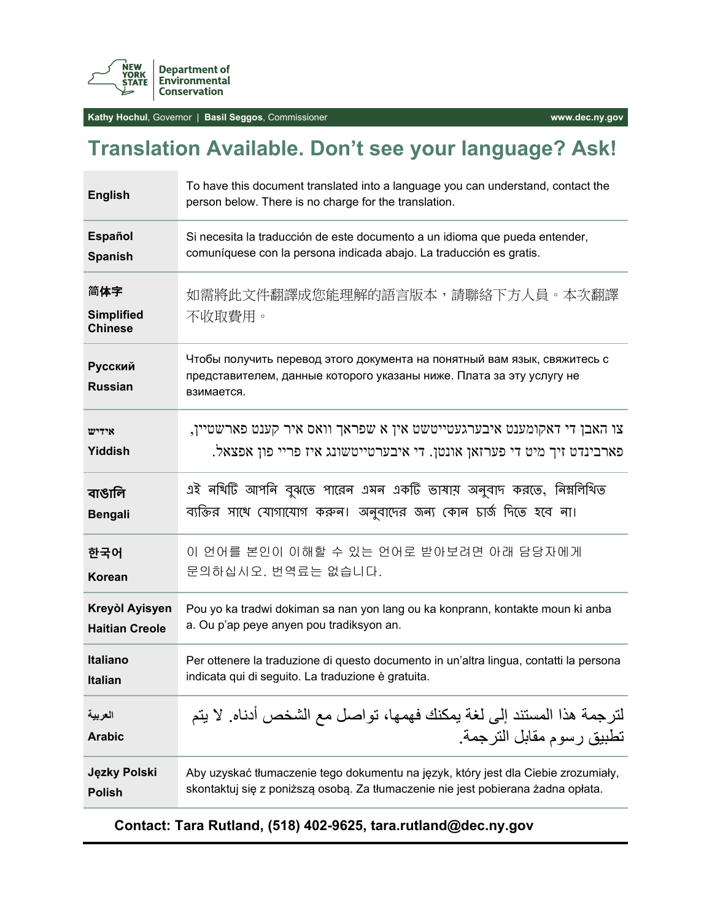NEW YORK STATE | Department of Environmental Conservation

**Kathy Hochul**, Governor | **Basil Seggos**, Commissioner **www.dec.ny.gov**

# Translation Available. Don't see your language? Ask!

| | |
|---|---|
| **English** | To have this document translated into a language you can understand, contact the person below. There is no charge for the translation. |
| **Español** **Spanish** | Si necesita la traducción de este documento a un idioma que pueda entender, comuníquese con la persona indicada abajo. La traducción es gratis. |
| **简体字** **Simplified Chinese** | 如需將此文件翻譯成您能理解的語言版本，請聯絡下方人員。本次翻譯不收取費用。 |
| **Русский** **Russian** | Чтобы получить перевод этого документа на понятный вам язык, свяжитесь с представителем, данные которого указаны ниже. Плата за эту услугу не взимается. |
| **אידיש** **Yiddish** | צו האבן די דאקומענט איבערגעטייטשט אין א שפראך וואס איר קענט פארשטיין, פארבינדט זיך מיט די פערזאן אונטן. די איבערטייטשונג איז פריי פון אפצאל. |
| **বাঙালি** **Bengali** | এই নথিটি আপনি বুঝতে পারেন এমন একটি ভাষায় অনুবাদ করতে, নিম্নলিখিত ব্যক্তির সাথে যোগাযোগ করুন। অনুবাদের জন্য কোন চার্জ দিতে হবে না। |
| **한국어** **Korean** | 이 언어를 본인이 이해할 수 있는 언어로 받아보려면 아래 담당자에게 문의하십시오. 번역료는 없습니다. |
| **Kreyòl Ayisyen** **Haitian Creole** | Pou yo ka tradwi dokiman sa nan yon lang ou ka konprann, kontakte moun ki anba a. Ou p'ap peye anyen pou tradiksyon an. |
| **Italiano** **Italian** | Per ottenere la traduzione di questo documento in un'altra lingua, contatti la persona indicata qui di seguito. La traduzione è gratuita. |
| **العربية** **Arabic** | لترجمة هذا المستند إلى لغة يمكنك فهمها، تواصل مع الشخص أدناه. لا يتم تطبيق رسوم مقابل الترجمة. |
| **Języ Polski** **Polish** | Aby uzyskać tłumaczenie tego dokumentu na język, który jest dla Ciebie zrozumiały, skontaktuj się z poniższą osobą. Za tłumaczenie nie jest pobierana żadna opłata. |

**Contact: Tara Rutland, (518) 402-9625, tara.rutland@dec.ny.gov**